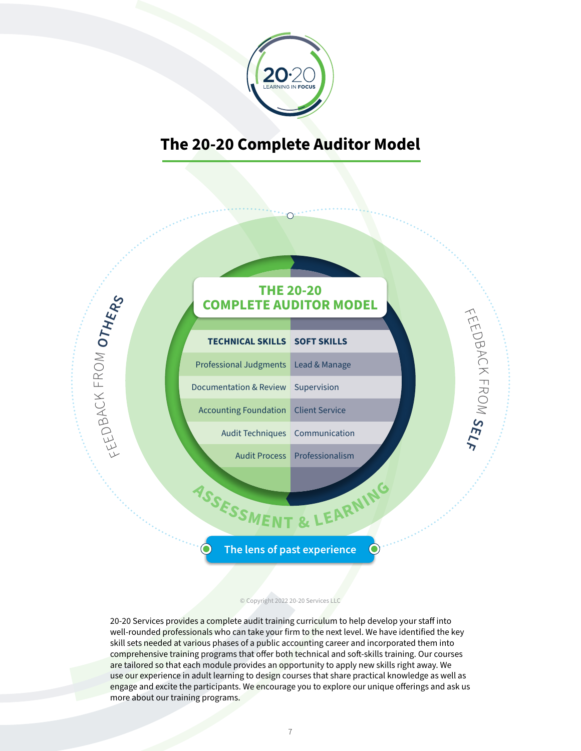# The 20-20 Complete Auditor Model

## THE 20-20 COMPLETE AUDITOR MODEL

| TECHNICAL SKILLS | SOFT SKILLS |
| --- | --- |
| Professional Judgments | Lead & Manage |
| Documentation & Review | Supervision |
| Accounting Foundation | Client Service |
| Audit Techniques | Communication |
| Audit Process | Professionalism |

FEEDBACK FROM **OTHERS**

FEEDBACK FROM **SELF**

ASSESSMENT & LEARNING

The lens of past experience

© Copyright 2022 20-20 Services LLC

20-20 Services provides a complete audit training curriculum to help develop your staff into well-rounded professionals who can take your firm to the next level. We have identified the key skill sets needed at various phases of a public accounting career and incorporated them into comprehensive training programs that offer both technical and soft-skills training. Our courses are tailored so that each module provides an opportunity to apply new skills right away. We use our experience in adult learning to design courses that share practical knowledge as well as engage and excite the participants. We encourage you to explore our unique offerings and ask us more about our training programs.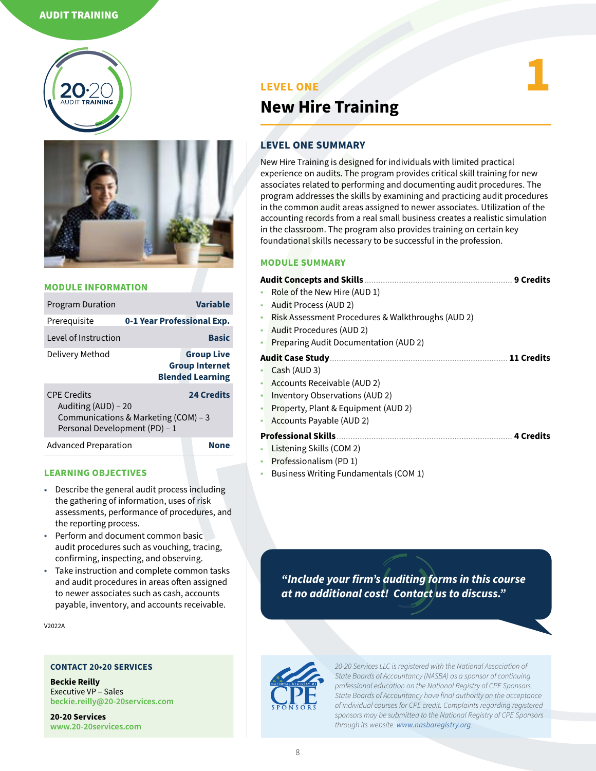# LEVEL ONE

## New Hire Training

### LEVEL ONE SUMMARY

New Hire Training is designed for individuals with limited practical experience on audits. The program provides critical skill training for new associates related to performing and documenting audit procedures. The program addresses the skills by examining and practicing audit procedures in the common audit areas assigned to newer associates. Utilization of the accounting records from a real small business creates a realistic simulation in the classroom. The program also provides training on certain key foundational skills necessary to be successful in the profession.

### MODULE SUMMARY

**Audit Concepts and Skills** .......... **9 Credits**

- Role of the New Hire (AUD 1)
- Audit Process (AUD 2)
- Risk Assessment Procedures & Walkthroughs (AUD 2)
- Audit Procedures (AUD 2)
- Preparing Audit Documentation (AUD 2)

**Audit Case Study** .......... **11 Credits**

- Cash (AUD 3)
- Accounts Receivable (AUD 2)
- Inventory Observations (AUD 2)
- Property, Plant & Equipment (AUD 2)
- Accounts Payable (AUD 2)

**Professional Skills** .......... **4 Credits**

- Listening Skills (COM 2)
- Professionalism (PD 1)
- Business Writing Fundamentals (COM 1)

### MODULE INFORMATION

| | |
|---|---|
| Program Duration | **Variable** |
| Prerequisite | **0-1 Year Professional Exp.** |
| Level of Instruction | **Basic** |
| Delivery Method | **Group Live**<br>**Group Internet**<br>**Blended Learning** |
| CPE Credits<br>Auditing (AUD) – 20<br>Communications & Marketing (COM) – 3<br>Personal Development (PD) – 1 | **24 Credits** |
| Advanced Preparation | **None** |

### LEARNING OBJECTIVES

- Describe the general audit process including the gathering of information, uses of risk assessments, performance of procedures, and the reporting process.
- Perform and document common basic audit procedures such as vouching, tracing, confirming, inspecting, and observing.
- Take instruction and complete common tasks and audit procedures in areas often assigned to newer associates such as cash, accounts payable, inventory, and accounts receivable.

V2022A

***"Include your firm's auditing forms in this course at no additional cost! Contact us to discuss."***

### CONTACT 20•20 SERVICES

**Beckie Reilly**
Executive VP – Sales
beckie.reilly@20-20services.com

**20-20 Services**
www.20-20services.com

*20-20 Services LLC is registered with the National Association of State Boards of Accountancy (NASBA) as a sponsor of continuing professional education on the National Registry of CPE Sponsors. State Boards of Accountancy have final authority on the acceptance of individual courses for CPE credit. Complaints regarding registered sponsors may be submitted to the National Registry of CPE Sponsors through its website: www.nasbaregistry.org.*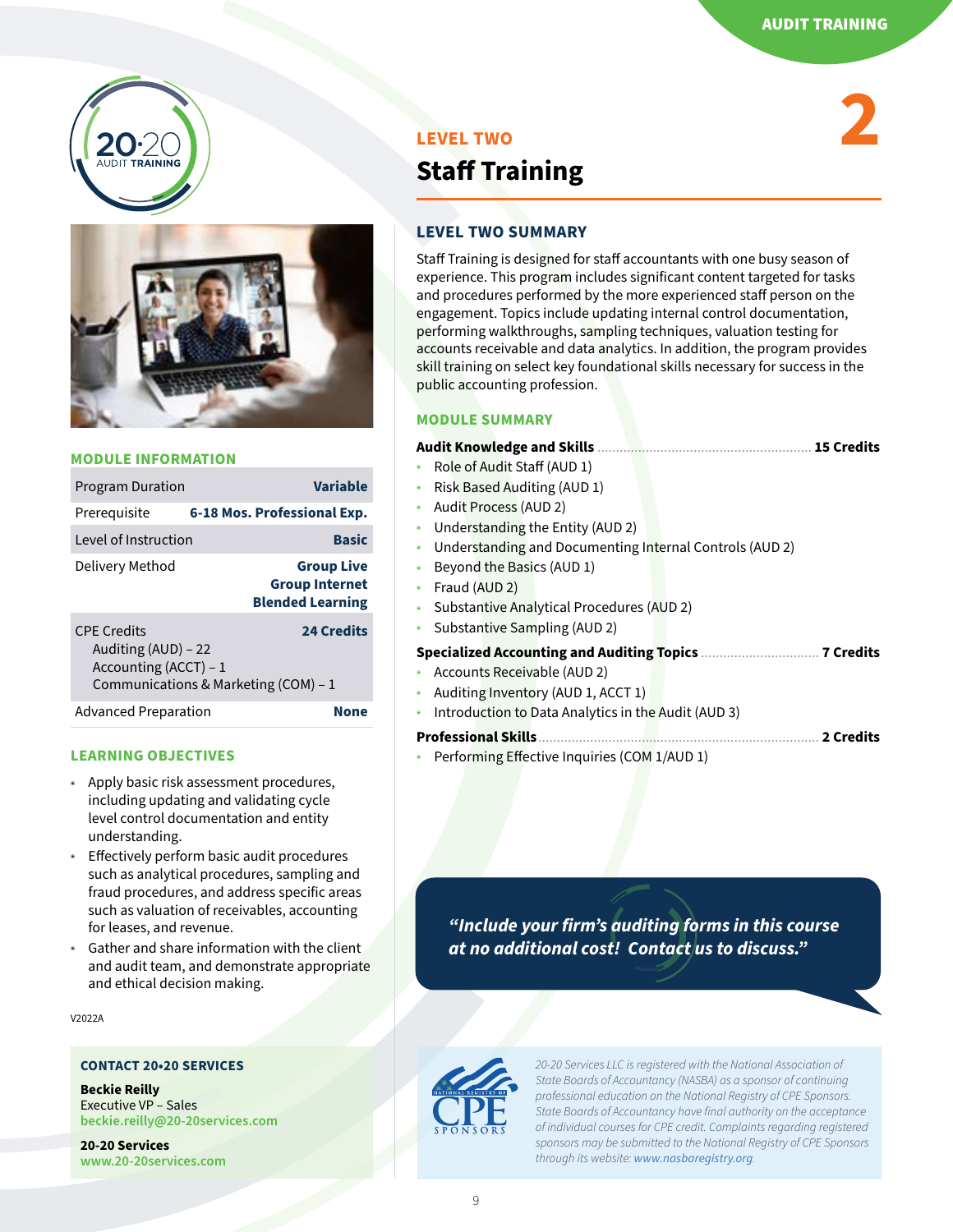AUDIT TRAINING

# LEVEL TWO
## Staff Training

### LEVEL TWO SUMMARY

Staff Training is designed for staff accountants with one busy season of experience. This program includes significant content targeted for tasks and procedures performed by the more experienced staff person on the engagement. Topics include updating internal control documentation, performing walkthroughs, sampling techniques, valuation testing for accounts receivable and data analytics. In addition, the program provides skill training on select key foundational skills necessary for success in the public accounting profession.

### MODULE SUMMARY

**Audit Knowledge and Skills** ........ **15 Credits**

- Role of Audit Staff (AUD 1)
- Risk Based Auditing (AUD 1)
- Audit Process (AUD 2)
- Understanding the Entity (AUD 2)
- Understanding and Documenting Internal Controls (AUD 2)
- Beyond the Basics (AUD 1)
- Fraud (AUD 2)
- Substantive Analytical Procedures (AUD 2)
- Substantive Sampling (AUD 2)

**Specialized Accounting and Auditing Topics** ........ **7 Credits**

- Accounts Receivable (AUD 2)
- Auditing Inventory (AUD 1, ACCT 1)
- Introduction to Data Analytics in the Audit (AUD 3)

**Professional Skills** ........ **2 Credits**

- Performing Effective Inquiries (COM 1/AUD 1)

### MODULE INFORMATION

| | |
|---|---|
| Program Duration | **Variable** |
| Prerequisite | **6-18 Mos. Professional Exp.** |
| Level of Instruction | **Basic** |
| Delivery Method | **Group Live**<br>**Group Internet**<br>**Blended Learning** |
| CPE Credits<br>Auditing (AUD) – 22<br>Accounting (ACCT) – 1<br>Communications & Marketing (COM) – 1 | **24 Credits** |
| Advanced Preparation | **None** |

### LEARNING OBJECTIVES

- Apply basic risk assessment procedures, including updating and validating cycle level control documentation and entity understanding.
- Effectively perform basic audit procedures such as analytical procedures, sampling and fraud procedures, and address specific areas such as valuation of receivables, accounting for leases, and revenue.
- Gather and share information with the client and audit team, and demonstrate appropriate and ethical decision making.

V2022A

***"Include your firm's auditing forms in this course at no additional cost! Contact us to discuss."***

### CONTACT 20•20 SERVICES

**Beckie Reilly**
Executive VP – Sales
beckie.reilly@20-20services.com

**20-20 Services**
www.20-20services.com

*20-20 Services LLC is registered with the National Association of State Boards of Accountancy (NASBA) as a sponsor of continuing professional education on the National Registry of CPE Sponsors. State Boards of Accountancy have final authority on the acceptance of individual courses for CPE credit. Complaints regarding registered sponsors may be submitted to the National Registry of CPE Sponsors through its website: www.nasbaregistry.org.*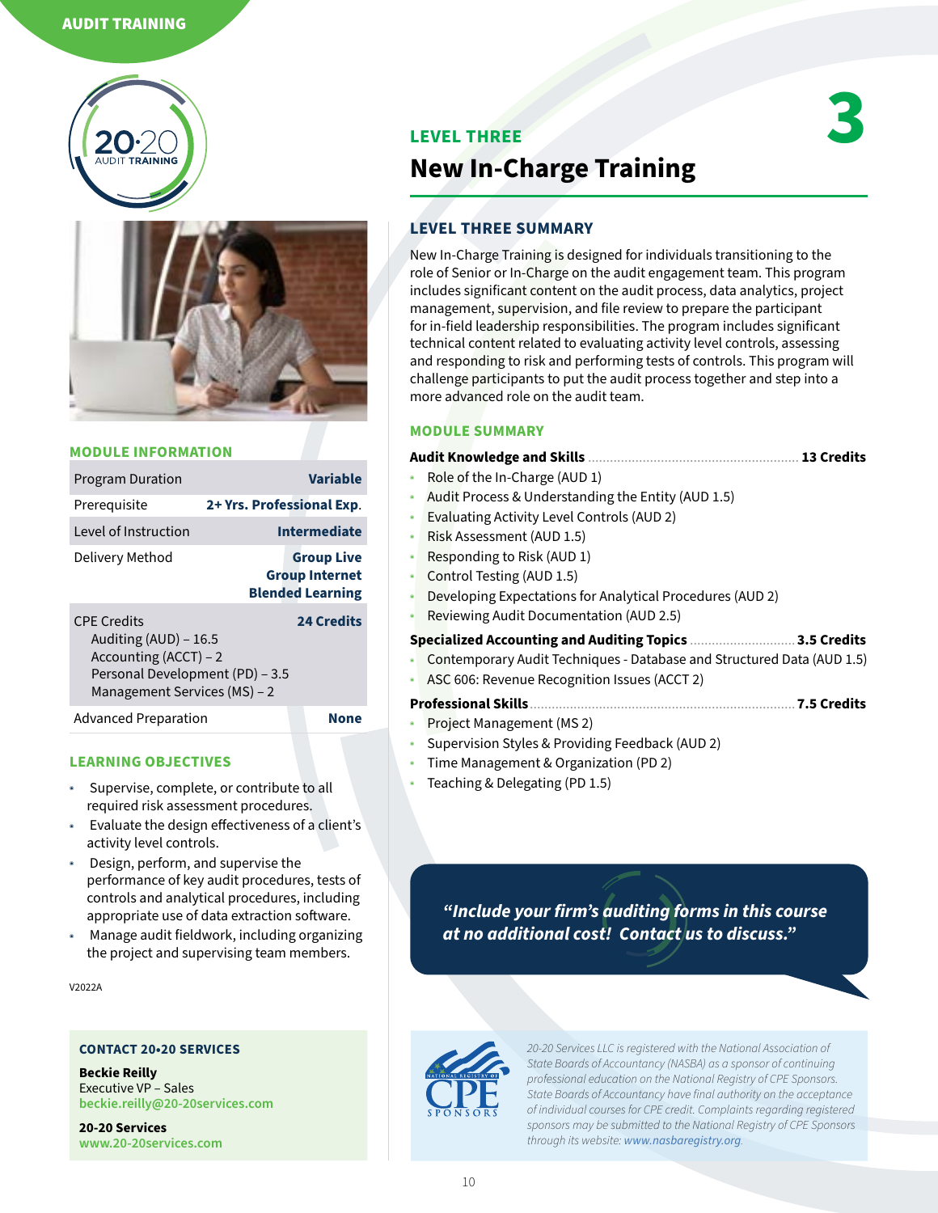AUDIT TRAINING

## LEVEL THREE

# New In-Charge Training

3

### LEVEL THREE SUMMARY

New In-Charge Training is designed for individuals transitioning to the role of Senior or In-Charge on the audit engagement team. This program includes significant content on the audit process, data analytics, project management, supervision, and file review to prepare the participant for in-field leadership responsibilities. The program includes significant technical content related to evaluating activity level controls, assessing and responding to risk and performing tests of controls. This program will challenge participants to put the audit process together and step into a more advanced role on the audit team.

### MODULE SUMMARY

**Audit Knowledge and Skills** ........ **13 Credits**

- Role of the In-Charge (AUD 1)
- Audit Process & Understanding the Entity (AUD 1.5)
- Evaluating Activity Level Controls (AUD 2)
- Risk Assessment (AUD 1.5)
- Responding to Risk (AUD 1)
- Control Testing (AUD 1.5)
- Developing Expectations for Analytical Procedures (AUD 2)
- Reviewing Audit Documentation (AUD 2.5)

**Specialized Accounting and Auditing Topics** ........ **3.5 Credits**

- Contemporary Audit Techniques - Database and Structured Data (AUD 1.5)
- ASC 606: Revenue Recognition Issues (ACCT 2)

**Professional Skills** ........ **7.5 Credits**

- Project Management (MS 2)
- Supervision Styles & Providing Feedback (AUD 2)
- Time Management & Organization (PD 2)
- Teaching & Delegating (PD 1.5)

***"Include your firm's auditing forms in this course at no additional cost! Contact us to discuss."***

### MODULE INFORMATION

| | |
|---|---|
| Program Duration | **Variable** |
| Prerequisite | **2+ Yrs. Professional Exp.** |
| Level of Instruction | **Intermediate** |
| Delivery Method | **Group Live**<br>**Group Internet**<br>**Blended Learning** |
| CPE Credits<br>Auditing (AUD) – 16.5<br>Accounting (ACCT) – 2<br>Personal Development (PD) – 3.5<br>Management Services (MS) – 2 | **24 Credits** |
| Advanced Preparation | **None** |

### LEARNING OBJECTIVES

- Supervise, complete, or contribute to all required risk assessment procedures.
- Evaluate the design effectiveness of a client's activity level controls.
- Design, perform, and supervise the performance of key audit procedures, tests of controls and analytical procedures, including appropriate use of data extraction software.
- Manage audit fieldwork, including organizing the project and supervising team members.

V2022A

### CONTACT 20•20 SERVICES

**Beckie Reilly**
Executive VP – Sales
beckie.reilly@20-20services.com

**20-20 Services**
www.20-20services.com

*20-20 Services LLC is registered with the National Association of State Boards of Accountancy (NASBA) as a sponsor of continuing professional education on the National Registry of CPE Sponsors. State Boards of Accountancy have final authority on the acceptance of individual courses for CPE credit. Complaints regarding registered sponsors may be submitted to the National Registry of CPE Sponsors through its website: www.nasbaregistry.org.*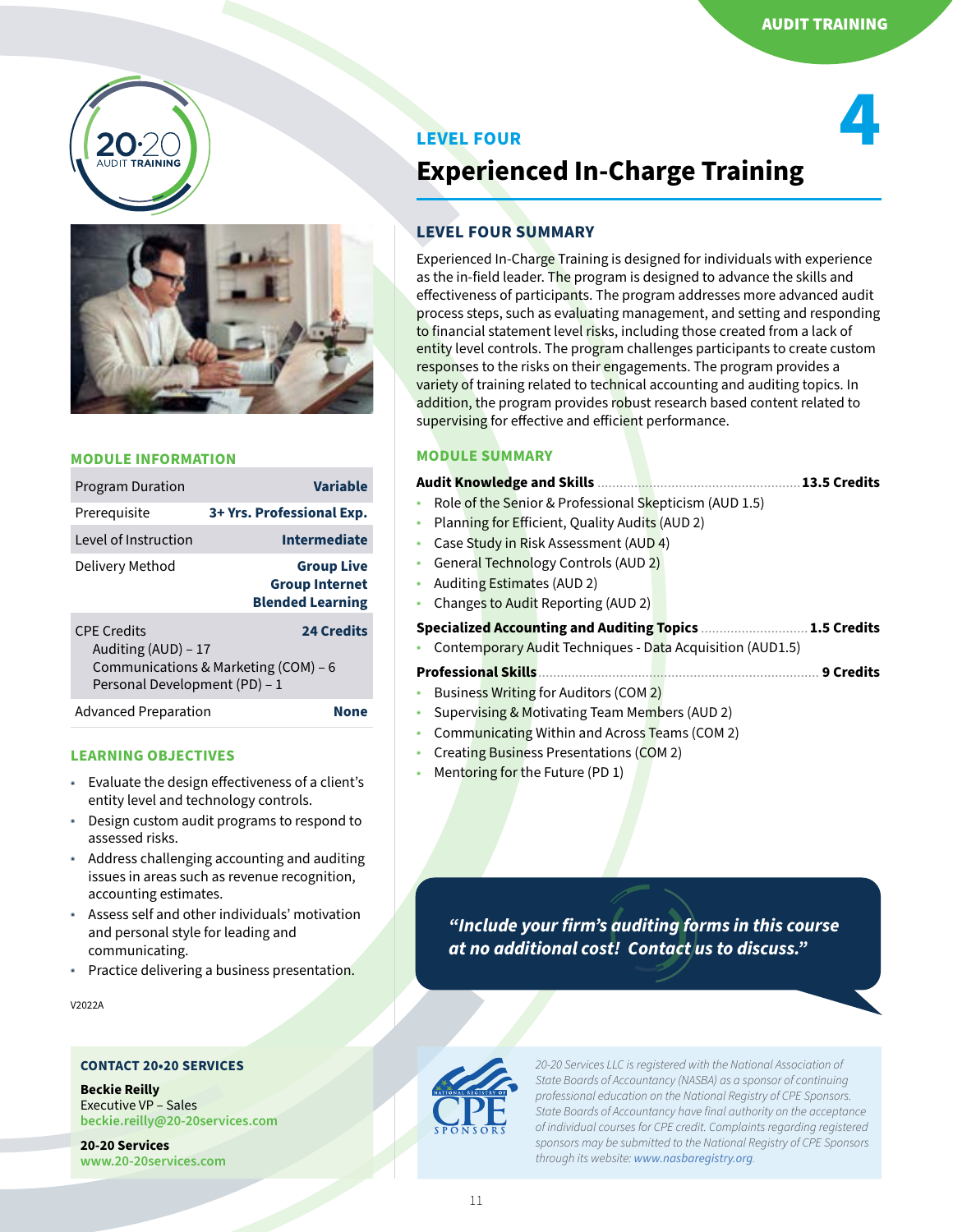AUDIT TRAINING

## LEVEL FOUR

# Experienced In-Charge Training

4

### LEVEL FOUR SUMMARY

Experienced In-Charge Training is designed for individuals with experience as the in-field leader. The program is designed to advance the skills and effectiveness of participants. The program addresses more advanced audit process steps, such as evaluating management, and setting and responding to financial statement level risks, including those created from a lack of entity level controls. The program challenges participants to create custom responses to the risks on their engagements. The program provides a variety of training related to technical accounting and auditing topics. In addition, the program provides robust research based content related to supervising for effective and efficient performance.

### MODULE SUMMARY

**Audit Knowledge and Skills** ........ **13.5 Credits**

- Role of the Senior & Professional Skepticism (AUD 1.5)
- Planning for Efficient, Quality Audits (AUD 2)
- Case Study in Risk Assessment (AUD 4)
- General Technology Controls (AUD 2)
- Auditing Estimates (AUD 2)
- Changes to Audit Reporting (AUD 2)

**Specialized Accounting and Auditing Topics** ........ **1.5 Credits**

- Contemporary Audit Techniques - Data Acquisition (AUD1.5)

**Professional Skills** ........ **9 Credits**

- Business Writing for Auditors (COM 2)
- Supervising & Motivating Team Members (AUD 2)
- Communicating Within and Across Teams (COM 2)
- Creating Business Presentations (COM 2)
- Mentoring for the Future (PD 1)

***"Include your firm's auditing forms in this course at no additional cost! Contact us to discuss."***

### MODULE INFORMATION

| | |
|---|---|
| Program Duration | **Variable** |
| Prerequisite | **3+ Yrs. Professional Exp.** |
| Level of Instruction | **Intermediate** |
| Delivery Method | **Group Live**<br>**Group Internet**<br>**Blended Learning** |
| CPE Credits<br>Auditing (AUD) – 17<br>Communications & Marketing (COM) – 6<br>Personal Development (PD) – 1 | **24 Credits** |
| Advanced Preparation | **None** |

### LEARNING OBJECTIVES

- Evaluate the design effectiveness of a client's entity level and technology controls.
- Design custom audit programs to respond to assessed risks.
- Address challenging accounting and auditing issues in areas such as revenue recognition, accounting estimates.
- Assess self and other individuals' motivation and personal style for leading and communicating.
- Practice delivering a business presentation.

V2022A

### CONTACT 20•20 SERVICES

**Beckie Reilly**
Executive VP – Sales
beckie.reilly@20-20services.com

**20-20 Services**
www.20-20services.com

*20-20 Services LLC is registered with the National Association of State Boards of Accountancy (NASBA) as a sponsor of continuing professional education on the National Registry of CPE Sponsors. State Boards of Accountancy have final authority on the acceptance of individual courses for CPE credit. Complaints regarding registered sponsors may be submitted to the National Registry of CPE Sponsors through its website: www.nasbaregistry.org.*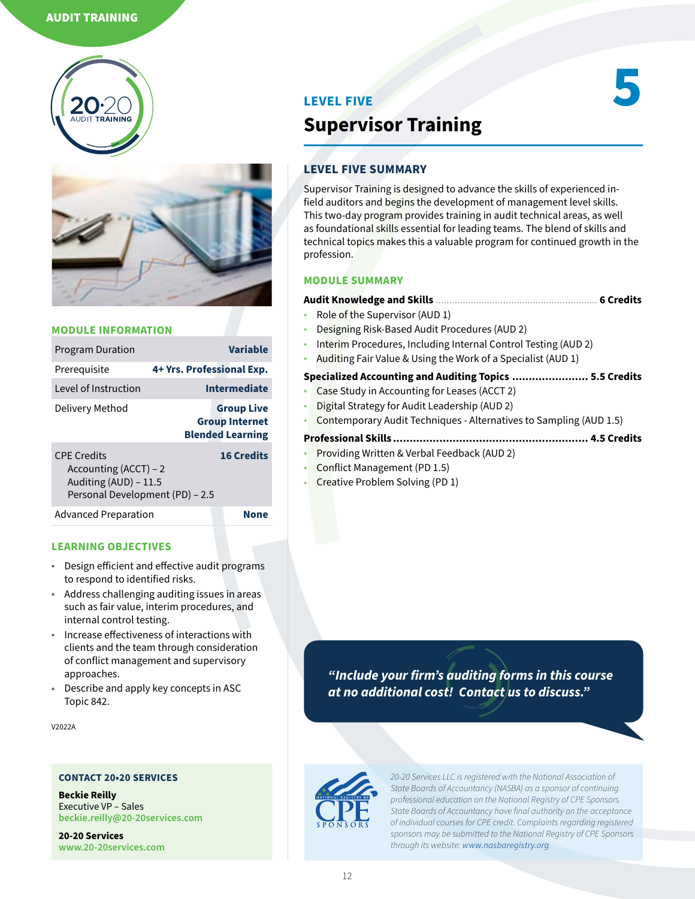AUDIT TRAINING

# LEVEL FIVE

# Supervisor Training

5

## LEVEL FIVE SUMMARY

Supervisor Training is designed to advance the skills of experienced in-field auditors and begins the development of management level skills. This two-day program provides training in audit technical areas, as well as foundational skills essential for leading teams. The blend of skills and technical topics makes this a valuable program for continued growth in the profession.

### MODULE SUMMARY

**Audit Knowledge and Skills** ............ **6 Credits**

- Role of the Supervisor (AUD 1)
- Designing Risk-Based Audit Procedures (AUD 2)
- Interim Procedures, Including Internal Control Testing (AUD 2)
- Auditing Fair Value & Using the Work of a Specialist (AUD 1)

**Specialized Accounting and Auditing Topics** ............ **5.5 Credits**

- Case Study in Accounting for Leases (ACCT 2)
- Digital Strategy for Audit Leadership (AUD 2)
- Contemporary Audit Techniques - Alternatives to Sampling (AUD 1.5)

**Professional Skills** ............ **4.5 Credits**

- Providing Written & Verbal Feedback (AUD 2)
- Conflict Management (PD 1.5)
- Creative Problem Solving (PD 1)

### MODULE INFORMATION

| | |
|---|---|
| Program Duration | **Variable** |
| Prerequisite | **4+ Yrs. Professional Exp.** |
| Level of Instruction | **Intermediate** |
| Delivery Method | **Group Live**<br>**Group Internet**<br>**Blended Learning** |
| CPE Credits<br>Accounting (ACCT) – 2<br>Auditing (AUD) – 11.5<br>Personal Development (PD) – 2.5 | **16 Credits** |
| Advanced Preparation | **None** |

### LEARNING OBJECTIVES

- Design efficient and effective audit programs to respond to identified risks.
- Address challenging auditing issues in areas such as fair value, interim procedures, and internal control testing.
- Increase effectiveness of interactions with clients and the team through consideration of conflict management and supervisory approaches.
- Describe and apply key concepts in ASC Topic 842.

V2022A

***"Include your firm's auditing forms in this course at no additional cost! Contact us to discuss."***

**CONTACT 20•20 SERVICES**

**Beckie Reilly**
Executive VP – Sales
beckie.reilly@20-20services.com

**20-20 Services**
www.20-20services.com

*20-20 Services LLC is registered with the National Association of State Boards of Accountancy (NASBA) as a sponsor of continuing professional education on the National Registry of CPE Sponsors. State Boards of Accountancy have final authority on the acceptance of individual courses for CPE credit. Complaints regarding registered sponsors may be submitted to the National Registry of CPE Sponsors through its website: www.nasbaregistry.org.*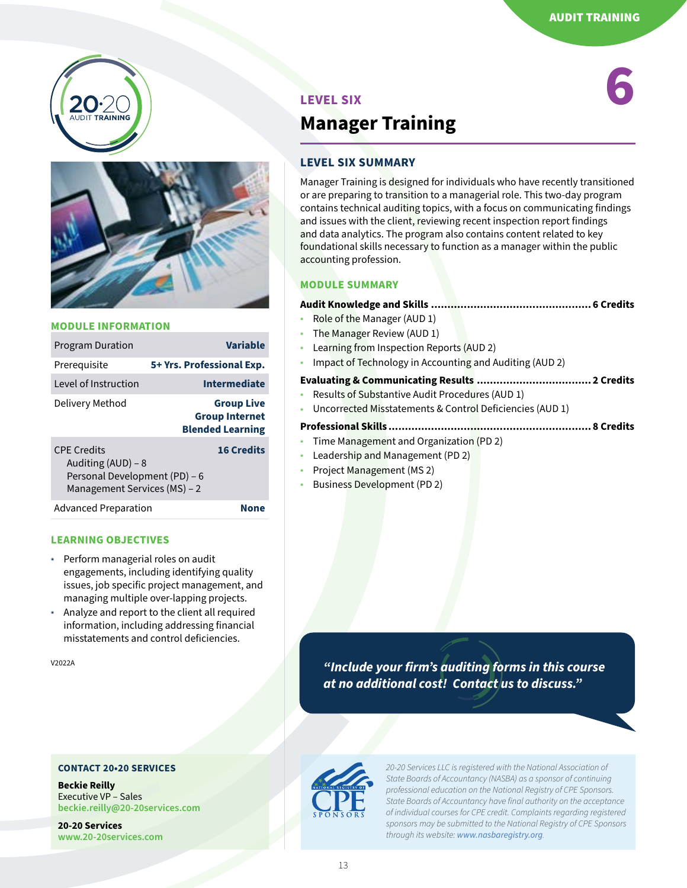AUDIT TRAINING

# 6

## LEVEL SIX
# Manager Training

### LEVEL SIX SUMMARY

Manager Training is designed for individuals who have recently transitioned or are preparing to transition to a managerial role. This two-day program contains technical auditing topics, with a focus on communicating findings and issues with the client, reviewing recent inspection report findings and data analytics. The program also contains content related to key foundational skills necessary to function as a manager within the public accounting profession.

### MODULE SUMMARY

**Audit Knowledge and Skills ................................................ 6 Credits**

- Role of the Manager (AUD 1)
- The Manager Review (AUD 1)
- Learning from Inspection Reports (AUD 2)
- Impact of Technology in Accounting and Auditing (AUD 2)

**Evaluating & Communicating Results .................................. 2 Credits**

- Results of Substantive Audit Procedures (AUD 1)
- Uncorrected Misstatements & Control Deficiencies (AUD 1)

**Professional Skills ............................................................. 8 Credits**

- Time Management and Organization (PD 2)
- Leadership and Management (PD 2)
- Project Management (MS 2)
- Business Development (PD 2)

### MODULE INFORMATION

| | |
|---|---|
| Program Duration | **Variable** |
| Prerequisite | **5+ Yrs. Professional Exp.** |
| Level of Instruction | **Intermediate** |
| Delivery Method | **Group Live**<br>**Group Internet**<br>**Blended Learning** |
| CPE Credits<br>Auditing (AUD) – 8<br>Personal Development (PD) – 6<br>Management Services (MS) – 2 | **16 Credits** |
| Advanced Preparation | **None** |

### LEARNING OBJECTIVES

- Perform managerial roles on audit engagements, including identifying quality issues, job specific project management, and managing multiple over-lapping projects.
- Analyze and report to the client all required information, including addressing financial misstatements and control deficiencies.

V2022A

***"Include your firm's auditing forms in this course at no additional cost! Contact us to discuss."***

**CONTACT 20•20 SERVICES**

**Beckie Reilly**
Executive VP – Sales
beckie.reilly@20-20services.com

**20-20 Services**
www.20-20services.com

*20-20 Services LLC is registered with the National Association of State Boards of Accountancy (NASBA) as a sponsor of continuing professional education on the National Registry of CPE Sponsors. State Boards of Accountancy have final authority on the acceptance of individual courses for CPE credit. Complaints regarding registered sponsors may be submitted to the National Registry of CPE Sponsors through its website: www.nasbaregistry.org.*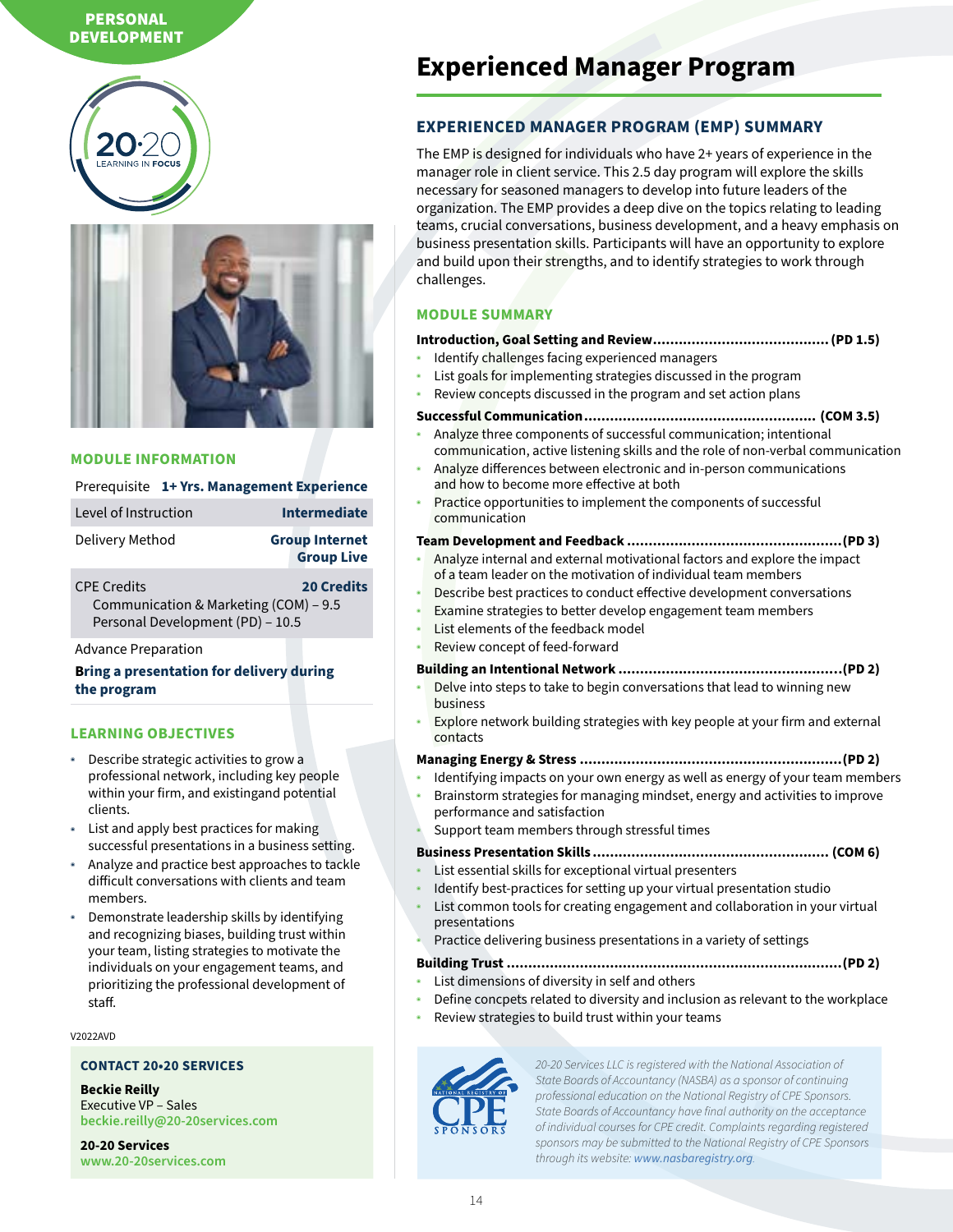PERSONAL DEVELOPMENT

# Experienced Manager Program

## EXPERIENCED MANAGER PROGRAM (EMP) SUMMARY

The EMP is designed for individuals who have 2+ years of experience in the manager role in client service. This 2.5 day program will explore the skills necessary for seasoned managers to develop into future leaders of the organization. The EMP provides a deep dive on the topics relating to leading teams, crucial conversations, business development, and a heavy emphasis on business presentation skills. Participants will have an opportunity to explore and build upon their strengths, and to identify strategies to work through challenges.

## MODULE SUMMARY

**Introduction, Goal Setting and Review........................................ (PD 1.5)**

- Identify challenges facing experienced managers
- List goals for implementing strategies discussed in the program
- Review concepts discussed in the program and set action plans

**Successful Communication.................................................... (COM 3.5)**

- Analyze three components of successful communication; intentional communication, active listening skills and the role of non-verbal communication
- Analyze differences between electronic and in-person communications and how to become more effective at both
- Practice opportunities to implement the components of successful communication

**Team Development and Feedback .................................................(PD 3)**

- Analyze internal and external motivational factors and explore the impact of a team leader on the motivation of individual team members
- Describe best practices to conduct effective development conversations
- Examine strategies to better develop engagement team members
- List elements of the feedback model
- Review concept of feed-forward

**Building an Intentional Network ..................................................(PD 2)**

- Delve into steps to take to begin conversations that lead to winning new business
- Explore network building strategies with key people at your firm and external contacts

**Managing Energy & Stress ............................................................(PD 2)**

- Identifying impacts on your own energy as well as energy of your team members
- Brainstorm strategies for managing mindset, energy and activities to improve performance and satisfaction
- Support team members through stressful times

**Business Presentation Skills...................................................... (COM 6)**

- List essential skills for exceptional virtual presenters
- Identify best-practices for setting up your virtual presentation studio
- List common tools for creating engagement and collaboration in your virtual presentations
- Practice delivering business presentations in a variety of settings

**Building Trust ............................................................................(PD 2)**

- List dimensions of diversity in self and others
- Define concpets related to diversity and inclusion as relevant to the workplace
- Review strategies to build trust within your teams

## MODULE INFORMATION

| | |
|---|---|
| Prerequisite | **1+ Yrs. Management Experience** |
| Level of Instruction | **Intermediate** |
| Delivery Method | **Group Internet Group Live** |
| CPE Credits | **20 Credits** |
| Communication & Marketing (COM) – 9.5 | |
| Personal Development (PD) – 10.5 | |

Advance Preparation

**Bring a presentation for delivery during the program**

## LEARNING OBJECTIVES

- Describe strategic activities to grow a professional network, including key people within your firm, and existingand potential clients.
- List and apply best practices for making successful presentations in a business setting.
- Analyze and practice best approaches to tackle difficult conversations with clients and team members.
- Demonstrate leadership skills by identifying and recognizing biases, building trust within your team, listing strategies to motivate the individuals on your engagement teams, and prioritizing the professional development of staff.

V2022AVD

### CONTACT 20•20 SERVICES

**Beckie Reilly**
Executive VP – Sales
beckie.reilly@20-20services.com

**20-20 Services**
www.20-20services.com

*20-20 Services LLC is registered with the National Association of State Boards of Accountancy (NASBA) as a sponsor of continuing professional education on the National Registry of CPE Sponsors. State Boards of Accountancy have final authority on the acceptance of individual courses for CPE credit. Complaints regarding registered sponsors may be submitted to the National Registry of CPE Sponsors through its website: www.nasbaregistry.org.*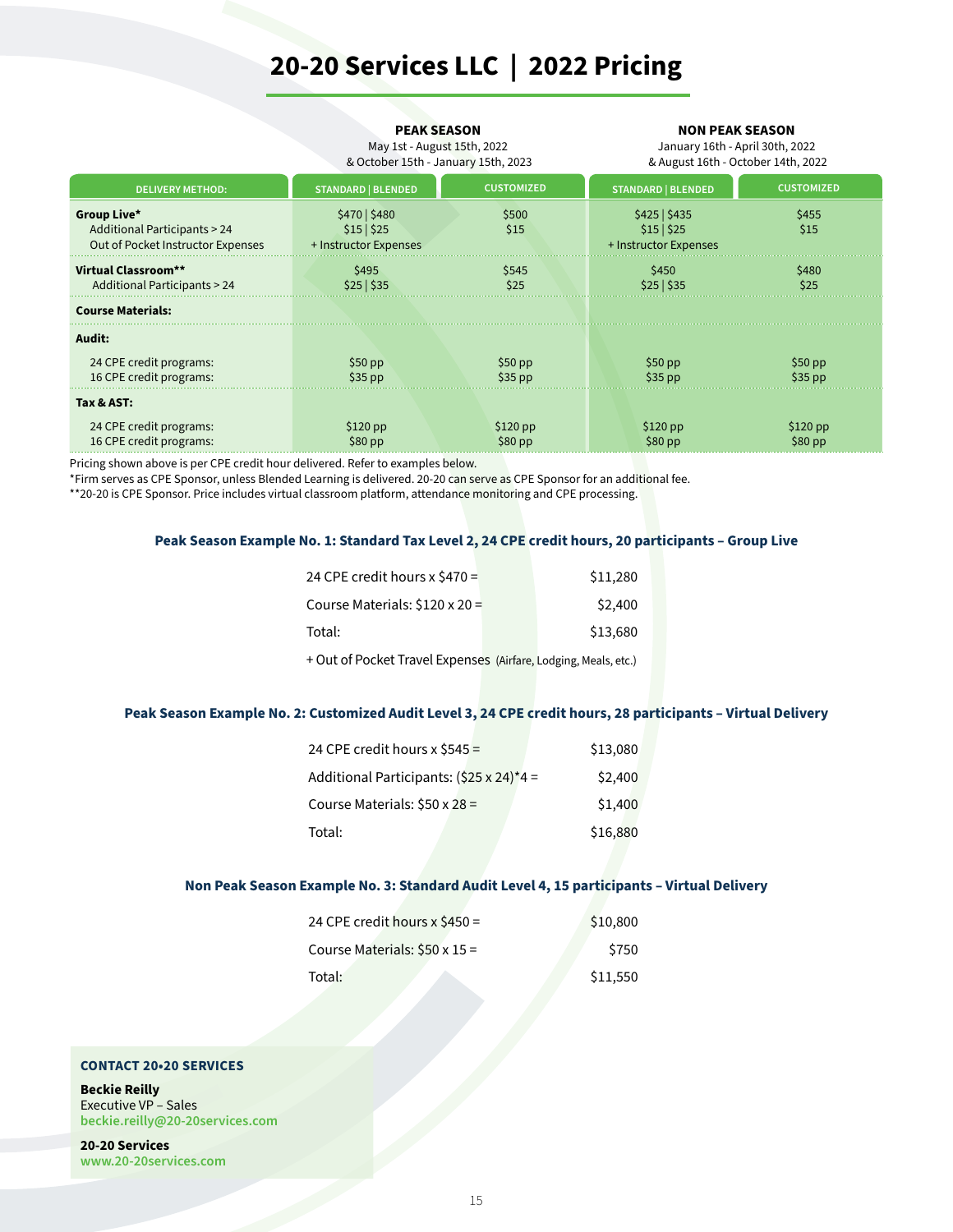# 20-20 Services LLC | 2022 Pricing

| | PEAK SEASON<br>May 1st - August 15th, 2022<br>& October 15th - January 15th, 2023 | | NON PEAK SEASON<br>January 16th - April 30th, 2022<br>& August 16th - October 14th, 2022 | |
|---|---|---|---|---|
| **DELIVERY METHOD:** | **STANDARD \| BLENDED** | **CUSTOMIZED** | **STANDARD \| BLENDED** | **CUSTOMIZED** |
| **Group Live*** | $470 \| $480 | $500 | $425 \| $435 | $455 |
| Additional Participants > 24 | $15 \| $25 | $15 | $15 \| $25 | $15 |
| Out of Pocket Instructor Expenses | + Instructor Expenses | | + Instructor Expenses | |
| **Virtual Classroom**** | $495 | $545 | $450 | $480 |
| Additional Participants > 24 | $25 \| $35 | $25 | $25 \| $35 | $25 |
| **Course Materials:** | | | | |
| **Audit:** | | | | |
| 24 CPE credit programs: | $50 pp | $50 pp | $50 pp | $50 pp |
| 16 CPE credit programs: | $35 pp | $35 pp | $35 pp | $35 pp |
| **Tax & AST:** | | | | |
| 24 CPE credit programs: | $120 pp | $120 pp | $120 pp | $120 pp |
| 16 CPE credit programs: | $80 pp | $80 pp | $80 pp | $80 pp |

Pricing shown above is per CPE credit hour delivered. Refer to examples below.

*Firm serves as CPE Sponsor, unless Blended Learning is delivered. 20-20 can serve as CPE Sponsor for an additional fee.

**20-20 is CPE Sponsor. Price includes virtual classroom platform, attendance monitoring and CPE processing.

### Peak Season Example No. 1: Standard Tax Level 2, 24 CPE credit hours, 20 participants – Group Live

| | |
|---|---|
| 24 CPE credit hours x $470 = | $11,280 |
| Course Materials: $120 x 20 = | $2,400 |
| Total: | $13,680 |

+ Out of Pocket Travel Expenses (Airfare, Lodging, Meals, etc.)

### Peak Season Example No. 2: Customized Audit Level 3, 24 CPE credit hours, 28 participants – Virtual Delivery

| | |
|---|---|
| 24 CPE credit hours x $545 = | $13,080 |
| Additional Participants: ($25 x 24)*4 = | $2,400 |
| Course Materials: $50 x 28 = | $1,400 |
| Total: | $16,880 |

### Non Peak Season Example No. 3: Standard Audit Level 4, 15 participants – Virtual Delivery

| | |
|---|---|
| 24 CPE credit hours x $450 = | $10,800 |
| Course Materials: $50 x 15 = | $750 |
| Total: | $11,550 |

**CONTACT 20•20 SERVICES**

**Beckie Reilly**
Executive VP – Sales
**beckie.reilly@20-20services.com**

**20-20 Services**
**www.20-20services.com**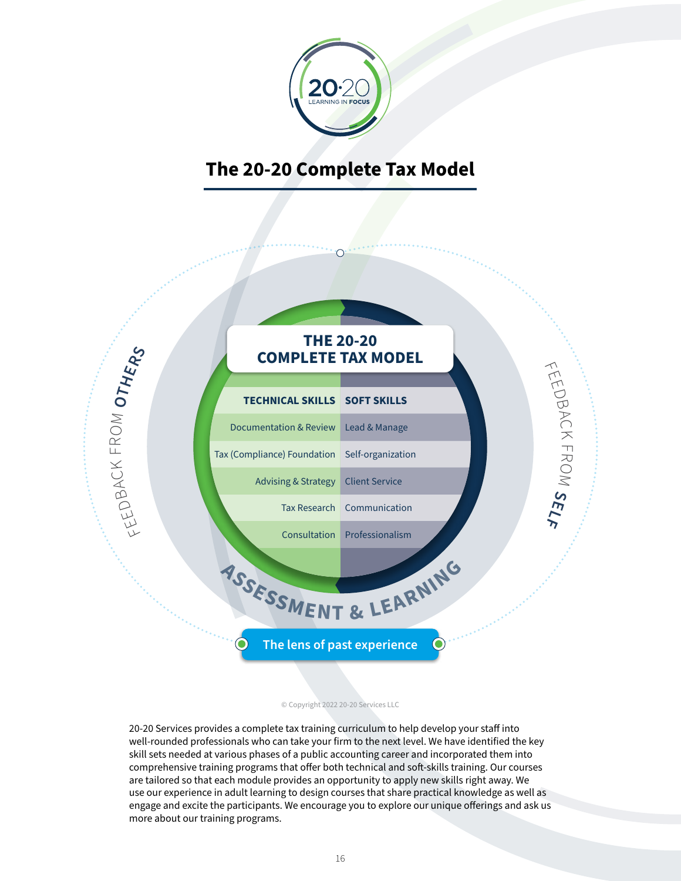# The 20-20 Complete Tax Model

## THE 20-20 COMPLETE TAX MODEL

| TECHNICAL SKILLS | SOFT SKILLS |
| --- | --- |
| Documentation & Review | Lead & Manage |
| Tax (Compliance) Foundation | Self-organization |
| Advising & Strategy | Client Service |
| Tax Research | Communication |
| Consultation | Professionalism |

FEEDBACK FROM **OTHERS**

FEEDBACK FROM **SELF**

**ASSESSMENT & LEARNING**

**The lens of past experience**

© Copyright 2022 20-20 Services LLC

20-20 Services provides a complete tax training curriculum to help develop your staff into well-rounded professionals who can take your firm to the next level. We have identified the key skill sets needed at various phases of a public accounting career and incorporated them into comprehensive training programs that offer both technical and soft-skills training. Our courses are tailored so that each module provides an opportunity to apply new skills right away. We use our experience in adult learning to design courses that share practical knowledge as well as engage and excite the participants. We encourage you to explore our unique offerings and ask us more about our training programs.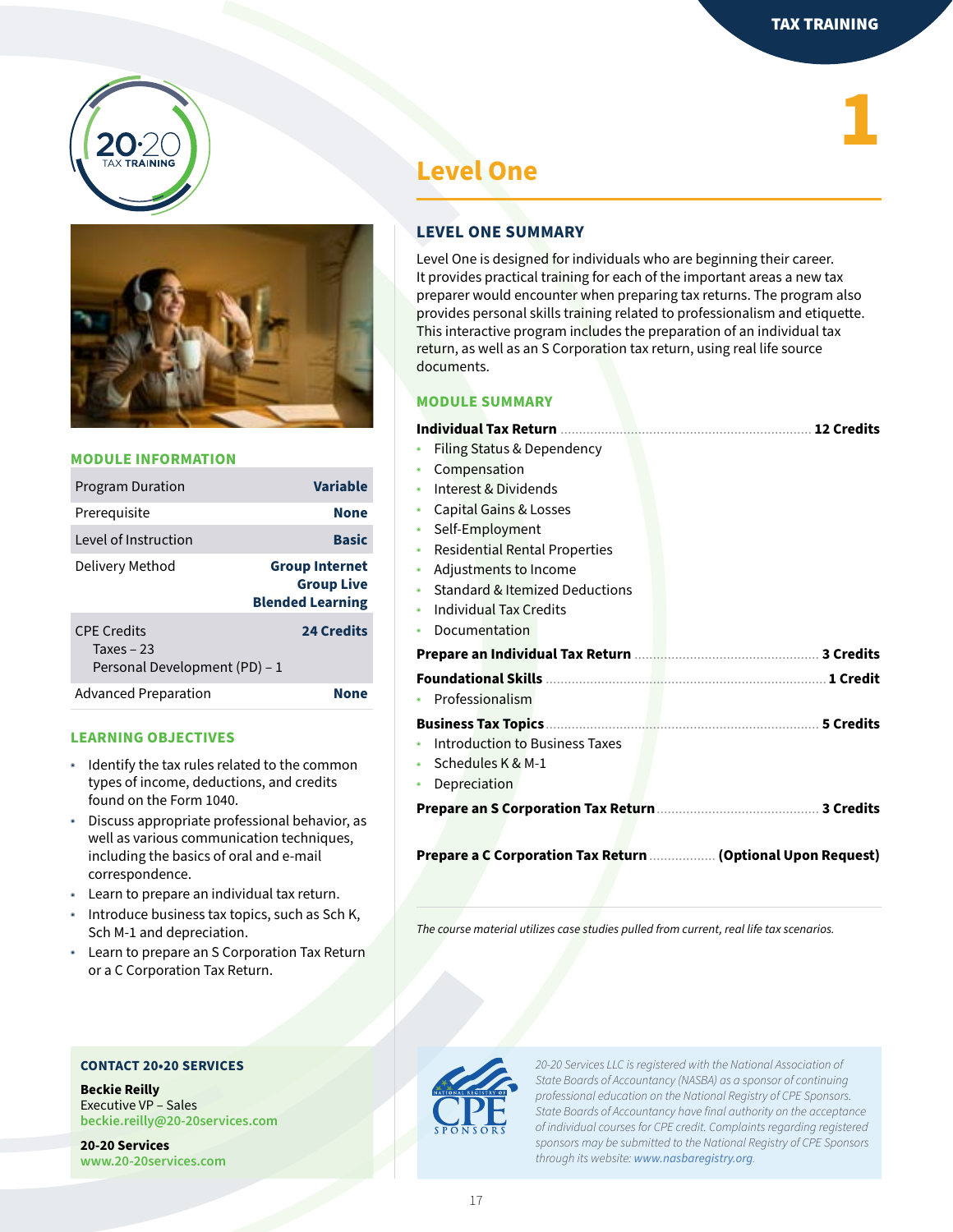# Level One

## LEVEL ONE SUMMARY

Level One is designed for individuals who are beginning their career. It provides practical training for each of the important areas a new tax preparer would encounter when preparing tax returns. The program also provides personal skills training related to professionalism and etiquette. This interactive program includes the preparation of an individual tax return, as well as an S Corporation tax return, using real life source documents.

### MODULE SUMMARY

**Individual Tax Return** ... **12 Credits**

- Filing Status & Dependency
- Compensation
- Interest & Dividends
- Capital Gains & Losses
- Self-Employment
- Residential Rental Properties
- Adjustments to Income
- Standard & Itemized Deductions
- Individual Tax Credits
- Documentation

**Prepare an Individual Tax Return** ... **3 Credits**

**Foundational Skills** ... **1 Credit**

- Professionalism

**Business Tax Topics** ... **5 Credits**

- Introduction to Business Taxes
- Schedules K & M-1
- Depreciation

**Prepare an S Corporation Tax Return** ... **3 Credits**

**Prepare a C Corporation Tax Return** ... **(Optional Upon Request)**

*The course material utilizes case studies pulled from current, real life tax scenarios.*

### MODULE INFORMATION

| | |
|---|---|
| Program Duration | **Variable** |
| Prerequisite | **None** |
| Level of Instruction | **Basic** |
| Delivery Method | **Group Internet**<br>**Group Live**<br>**Blended Learning** |
| CPE Credits<br>Taxes – 23<br>Personal Development (PD) – 1 | **24 Credits** |
| Advanced Preparation | **None** |

### LEARNING OBJECTIVES

- Identify the tax rules related to the common types of income, deductions, and credits found on the Form 1040.
- Discuss appropriate professional behavior, as well as various communication techniques, including the basics of oral and e-mail correspondence.
- Learn to prepare an individual tax return.
- Introduce business tax topics, such as Sch K, Sch M-1 and depreciation.
- Learn to prepare an S Corporation Tax Return or a C Corporation Tax Return.

### CONTACT 20•20 SERVICES

**Beckie Reilly**
Executive VP – Sales
beckie.reilly@20-20services.com

**20-20 Services**
www.20-20services.com

*20-20 Services LLC is registered with the National Association of State Boards of Accountancy (NASBA) as a sponsor of continuing professional education on the National Registry of CPE Sponsors. State Boards of Accountancy have final authority on the acceptance of individual courses for CPE credit. Complaints regarding registered sponsors may be submitted to the National Registry of CPE Sponsors through its website: www.nasbaregistry.org.*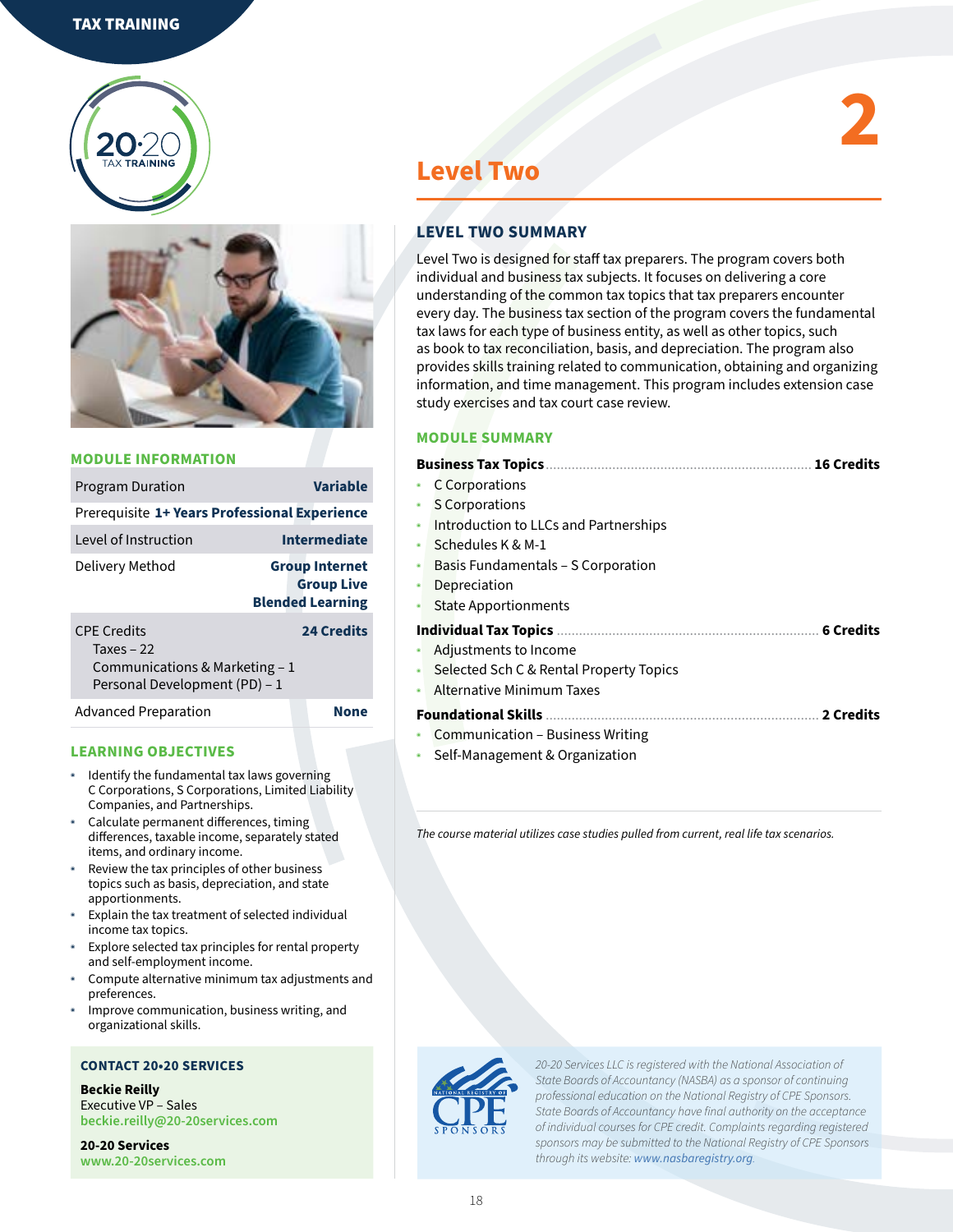TAX TRAINING

# Level Two

2

## LEVEL TWO SUMMARY

Level Two is designed for staff tax preparers. The program covers both individual and business tax subjects. It focuses on delivering a core understanding of the common tax topics that tax preparers encounter every day. The business tax section of the program covers the fundamental tax laws for each type of business entity, as well as other topics, such as book to tax reconciliation, basis, and depreciation. The program also provides skills training related to communication, obtaining and organizing information, and time management. This program includes extension case study exercises and tax court case review.

## MODULE SUMMARY

**Business Tax Topics** ........ **16 Credits**

- C Corporations
- S Corporations
- Introduction to LLCs and Partnerships
- Schedules K & M-1
- Basis Fundamentals – S Corporation
- Depreciation
- State Apportionments

**Individual Tax Topics** ........ **6 Credits**

- Adjustments to Income
- Selected Sch C & Rental Property Topics
- Alternative Minimum Taxes

**Foundational Skills** ........ **2 Credits**

- Communication – Business Writing
- Self-Management & Organization

*The course material utilizes case studies pulled from current, real life tax scenarios.*

## MODULE INFORMATION

| | |
|---|---|
| Program Duration | **Variable** |
| Prerequisite | **1+ Years Professional Experience** |
| Level of Instruction | **Intermediate** |
| Delivery Method | **Group Internet**<br>**Group Live**<br>**Blended Learning** |
| CPE Credits<br>Taxes – 22<br>Communications & Marketing – 1<br>Personal Development (PD) – 1 | **24 Credits** |
| Advanced Preparation | **None** |

## LEARNING OBJECTIVES

- Identify the fundamental tax laws governing C Corporations, S Corporations, Limited Liability Companies, and Partnerships.
- Calculate permanent differences, timing differences, taxable income, separately stated items, and ordinary income.
- Review the tax principles of other business topics such as basis, depreciation, and state apportionments.
- Explain the tax treatment of selected individual income tax topics.
- Explore selected tax principles for rental property and self-employment income.
- Compute alternative minimum tax adjustments and preferences.
- Improve communication, business writing, and organizational skills.

### CONTACT 20•20 SERVICES

**Beckie Reilly**
Executive VP – Sales
beckie.reilly@20-20services.com

**20-20 Services**
www.20-20services.com

*20-20 Services LLC is registered with the National Association of State Boards of Accountancy (NASBA) as a sponsor of continuing professional education on the National Registry of CPE Sponsors. State Boards of Accountancy have final authority on the acceptance of individual courses for CPE credit. Complaints regarding registered sponsors may be submitted to the National Registry of CPE Sponsors through its website: www.nasbaregistry.org.*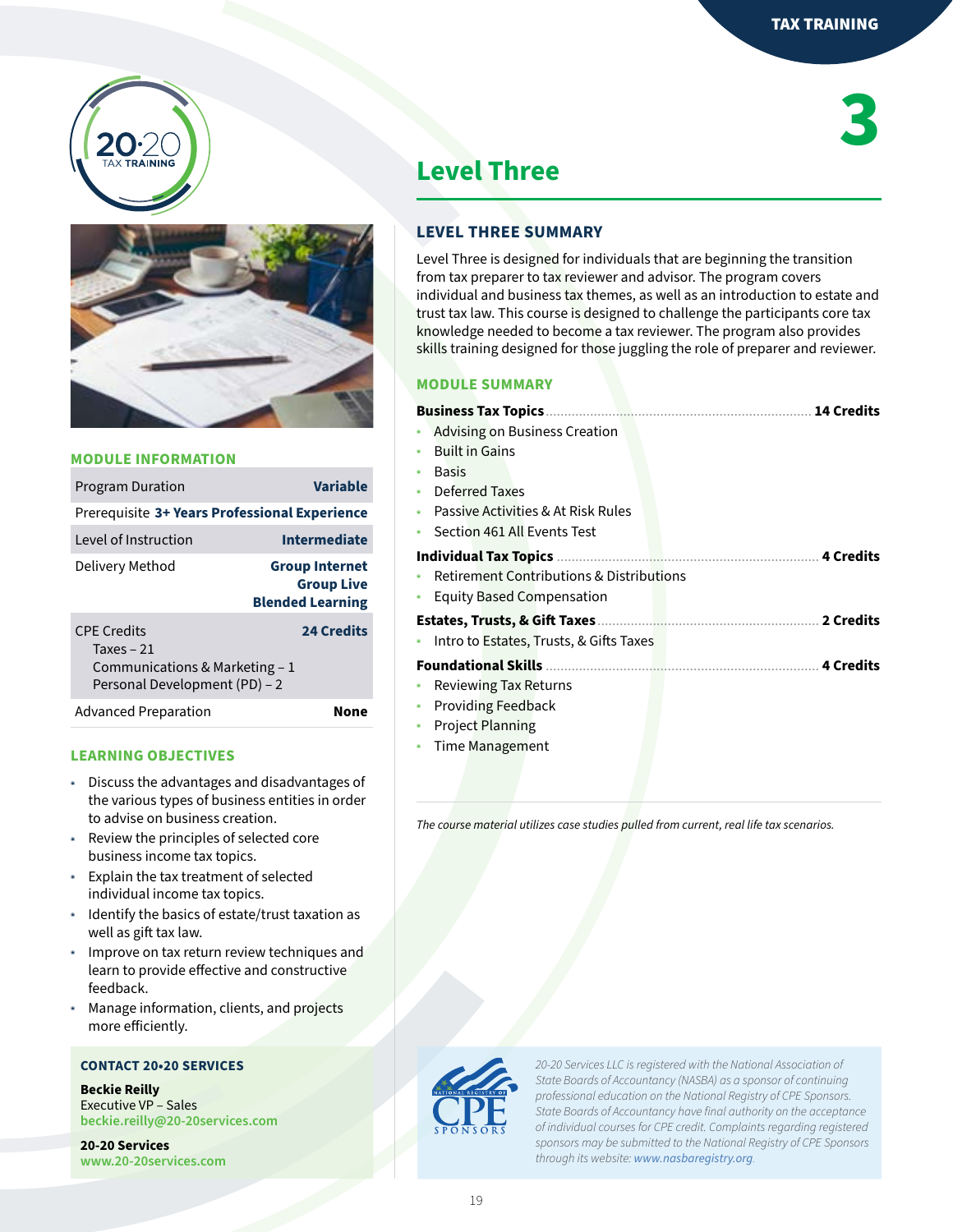# Level Three

3

## LEVEL THREE SUMMARY

Level Three is designed for individuals that are beginning the transition from tax preparer to tax reviewer and advisor. The program covers individual and business tax themes, as well as an introduction to estate and trust tax law. This course is designed to challenge the participants core tax knowledge needed to become a tax reviewer. The program also provides skills training designed for those juggling the role of preparer and reviewer.

## MODULE SUMMARY

**Business Tax Topics** ........ **14 Credits**

- Advising on Business Creation
- Built in Gains
- Basis
- Deferred Taxes
- Passive Activities & At Risk Rules
- Section 461 All Events Test

**Individual Tax Topics** ........ **4 Credits**

- Retirement Contributions & Distributions
- Equity Based Compensation

**Estates, Trusts, & Gift Taxes** ........ **2 Credits**

- Intro to Estates, Trusts, & Gifts Taxes

**Foundational Skills** ........ **4 Credits**

- Reviewing Tax Returns
- Providing Feedback
- Project Planning
- Time Management

*The course material utilizes case studies pulled from current, real life tax scenarios.*

## MODULE INFORMATION

| | |
|---|---|
| Program Duration | **Variable** |
| Prerequisite | **3+ Years Professional Experience** |
| Level of Instruction | **Intermediate** |
| Delivery Method | **Group Internet**<br>**Group Live**<br>**Blended Learning** |
| CPE Credits<br>Taxes – 21<br>Communications & Marketing – 1<br>Personal Development (PD) – 2 | **24 Credits** |
| Advanced Preparation | **None** |

## LEARNING OBJECTIVES

- Discuss the advantages and disadvantages of the various types of business entities in order to advise on business creation.
- Review the principles of selected core business income tax topics.
- Explain the tax treatment of selected individual income tax topics.
- Identify the basics of estate/trust taxation as well as gift tax law.
- Improve on tax return review techniques and learn to provide effective and constructive feedback.
- Manage information, clients, and projects more efficiently.

## CONTACT 20•20 SERVICES

**Beckie Reilly**
Executive VP – Sales
beckie.reilly@20-20services.com

**20-20 Services**
www.20-20services.com

*20-20 Services LLC is registered with the National Association of State Boards of Accountancy (NASBA) as a sponsor of continuing professional education on the National Registry of CPE Sponsors. State Boards of Accountancy have final authority on the acceptance of individual courses for CPE credit. Complaints regarding registered sponsors may be submitted to the National Registry of CPE Sponsors through its website: www.nasbaregistry.org.*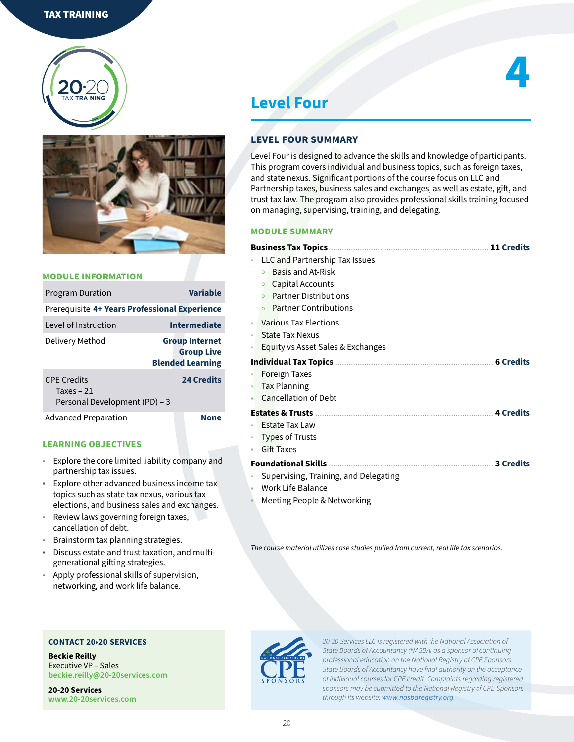TAX TRAINING

# Level Four

## LEVEL FOUR SUMMARY

Level Four is designed to advance the skills and knowledge of participants. This program covers individual and business topics, such as foreign taxes, and state nexus. Significant portions of the course focus on LLC and Partnership taxes, business sales and exchanges, as well as estate, gift, and trust tax law. The program also provides professional skills training focused on managing, supervising, training, and delegating.

### MODULE SUMMARY

**Business Tax Topics** ........ **11 Credits**

- LLC and Partnership Tax Issues
  - Basis and At-Risk
  - Capital Accounts
  - Partner Distributions
  - Partner Contributions
- Various Tax Elections
- State Tax Nexus
- Equity vs Asset Sales & Exchanges

**Individual Tax Topics** ........ **6 Credits**

- Foreign Taxes
- Tax Planning
- Cancellation of Debt

**Estates & Trusts** ........ **4 Credits**

- Estate Tax Law
- Types of Trusts
- Gift Taxes

**Foundational Skills** ........ **3 Credits**

- Supervising, Training, and Delegating
- Work Life Balance
- Meeting People & Networking

*The course material utilizes case studies pulled from current, real life tax scenarios.*

### MODULE INFORMATION

| | |
|---|---|
| Program Duration | **Variable** |
| Prerequisite | **4+ Years Professional Experience** |
| Level of Instruction | **Intermediate** |
| Delivery Method | **Group Internet**<br>**Group Live**<br>**Blended Learning** |
| CPE Credits<br>Taxes – 21<br>Personal Development (PD) – 3 | **24 Credits** |
| Advanced Preparation | **None** |

### LEARNING OBJECTIVES

- Explore the core limited liability company and partnership tax issues.
- Explore other advanced business income tax topics such as state tax nexus, various tax elections, and business sales and exchanges.
- Review laws governing foreign taxes, cancellation of debt.
- Brainstorm tax planning strategies.
- Discuss estate and trust taxation, and multi-generational gifting strategies.
- Apply professional skills of supervision, networking, and work life balance.

### CONTACT 20•20 SERVICES

**Beckie Reilly**
Executive VP – Sales
beckie.reilly@20-20services.com

**20-20 Services**
www.20-20services.com

*20-20 Services LLC is registered with the National Association of State Boards of Accountancy (NASBA) as a sponsor of continuing professional education on the National Registry of CPE Sponsors. State Boards of Accountancy have final authority on the acceptance of individual courses for CPE credit. Complaints regarding registered sponsors may be submitted to the National Registry of CPE Sponsors through its website: www.nasbaregistry.org.*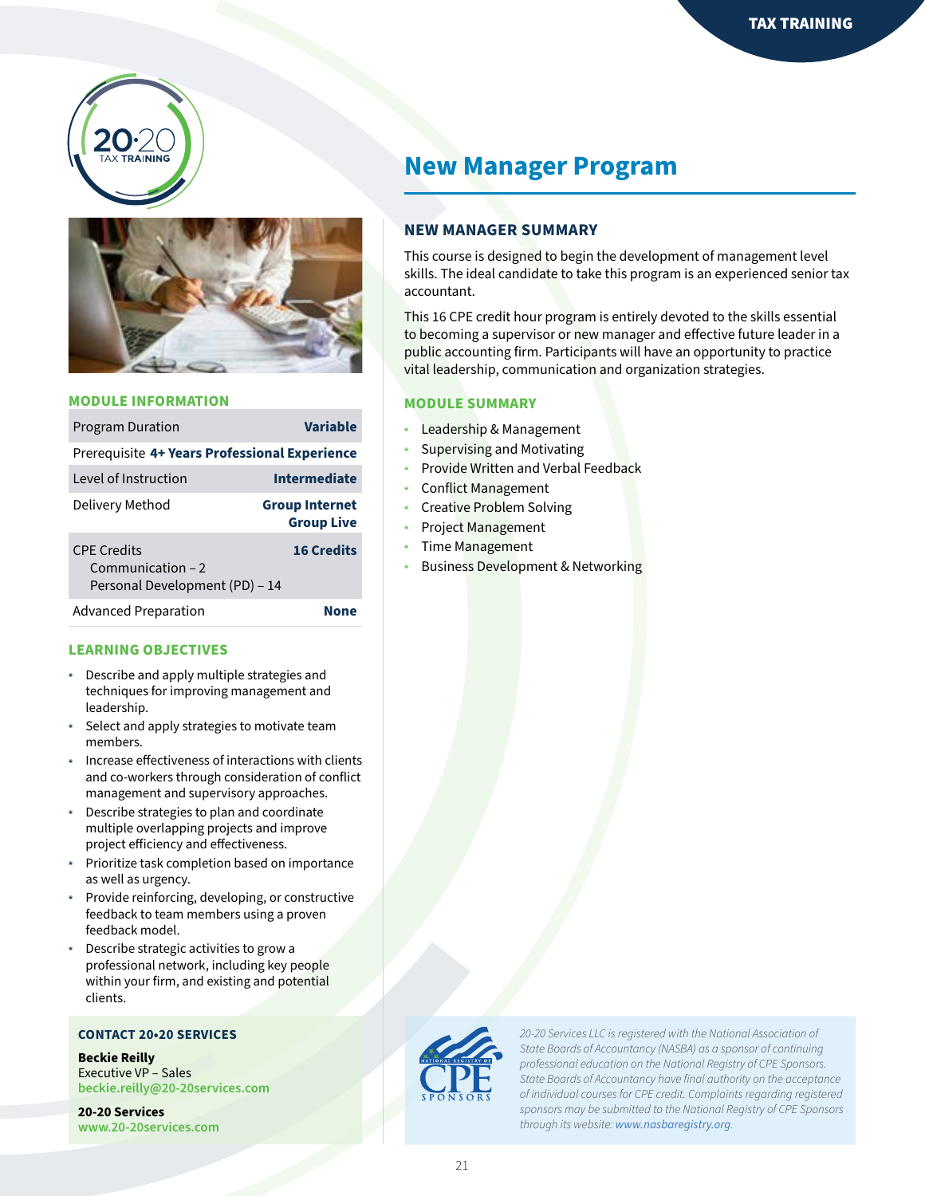# New Manager Program

## NEW MANAGER SUMMARY

This course is designed to begin the development of management level skills. The ideal candidate to take this program is an experienced senior tax accountant.

This 16 CPE credit hour program is entirely devoted to the skills essential to becoming a supervisor or new manager and effective future leader in a public accounting firm. Participants will have an opportunity to practice vital leadership, communication and organization strategies.

## MODULE SUMMARY

- Leadership & Management
- Supervising and Motivating
- Provide Written and Verbal Feedback
- Conflict Management
- Creative Problem Solving
- Project Management
- Time Management
- Business Development & Networking

## MODULE INFORMATION

| | |
|---|---|
| Program Duration | **Variable** |
| Prerequisite | **4+ Years Professional Experience** |
| Level of Instruction | **Intermediate** |
| Delivery Method | **Group Internet**<br>**Group Live** |
| CPE Credits<br>Communication – 2<br>Personal Development (PD) – 14 | **16 Credits** |
| Advanced Preparation | **None** |

## LEARNING OBJECTIVES

- Describe and apply multiple strategies and techniques for improving management and leadership.
- Select and apply strategies to motivate team members.
- Increase effectiveness of interactions with clients and co-workers through consideration of conflict management and supervisory approaches.
- Describe strategies to plan and coordinate multiple overlapping projects and improve project efficiency and effectiveness.
- Prioritize task completion based on importance as well as urgency.
- Provide reinforcing, developing, or constructive feedback to team members using a proven feedback model.
- Describe strategic activities to grow a professional network, including key people within your firm, and existing and potential clients.

## CONTACT 20•20 SERVICES

**Beckie Reilly**
Executive VP – Sales
beckie.reilly@20-20services.com

**20-20 Services**
www.20-20services.com

*20-20 Services LLC is registered with the National Association of State Boards of Accountancy (NASBA) as a sponsor of continuing professional education on the National Registry of CPE Sponsors. State Boards of Accountancy have final authority on the acceptance of individual courses for CPE credit. Complaints regarding registered sponsors may be submitted to the National Registry of CPE Sponsors through its website: www.nasbaregistry.org.*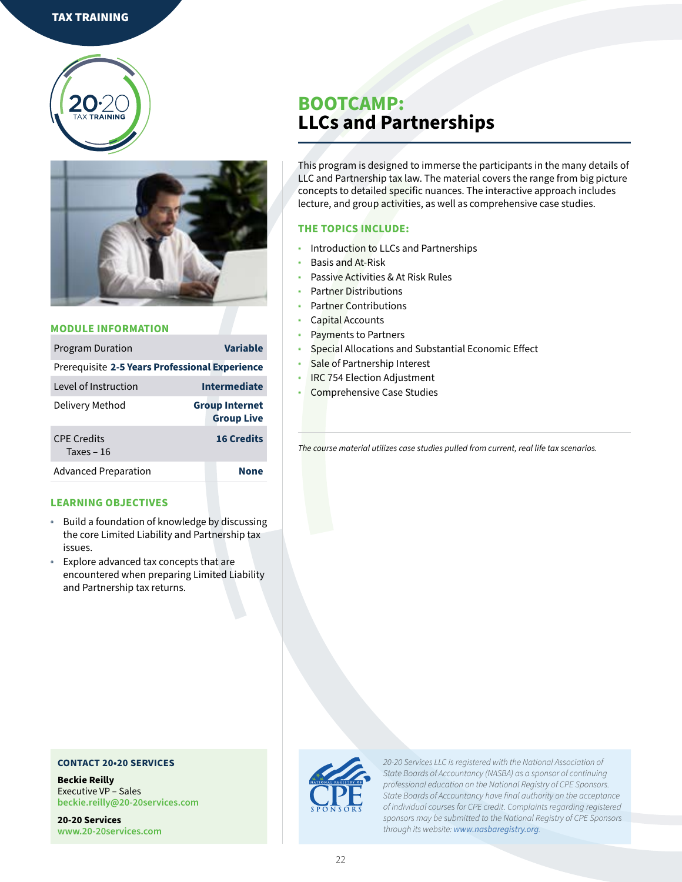TAX TRAINING

# BOOTCAMP: LLCs and Partnerships

This program is designed to immerse the participants in the many details of LLC and Partnership tax law. The material covers the range from big picture concepts to detailed specific nuances. The interactive approach includes lecture, and group activities, as well as comprehensive case studies.

### THE TOPICS INCLUDE:

- Introduction to LLCs and Partnerships
- Basis and At-Risk
- Passive Activities & At Risk Rules
- Partner Distributions
- Partner Contributions
- Capital Accounts
- Payments to Partners
- Special Allocations and Substantial Economic Effect
- Sale of Partnership Interest
- IRC 754 Election Adjustment
- Comprehensive Case Studies

*The course material utilizes case studies pulled from current, real life tax scenarios.*

### MODULE INFORMATION

| | |
|---|---|
| Program Duration | **Variable** |
| Prerequisite | **2-5 Years Professional Experience** |
| Level of Instruction | **Intermediate** |
| Delivery Method | **Group Internet Group Live** |
| CPE Credits Taxes – 16 | **16 Credits** |
| Advanced Preparation | **None** |

### LEARNING OBJECTIVES

- Build a foundation of knowledge by discussing the core Limited Liability and Partnership tax issues.
- Explore advanced tax concepts that are encountered when preparing Limited Liability and Partnership tax returns.

### CONTACT 20•20 SERVICES

**Beckie Reilly**
Executive VP – Sales
beckie.reilly@20-20services.com

**20-20 Services**
www.20-20services.com

*20-20 Services LLC is registered with the National Association of State Boards of Accountancy (NASBA) as a sponsor of continuing professional education on the National Registry of CPE Sponsors. State Boards of Accountancy have final authority on the acceptance of individual courses for CPE credit. Complaints regarding registered sponsors may be submitted to the National Registry of CPE Sponsors through its website: www.nasbaregistry.org.*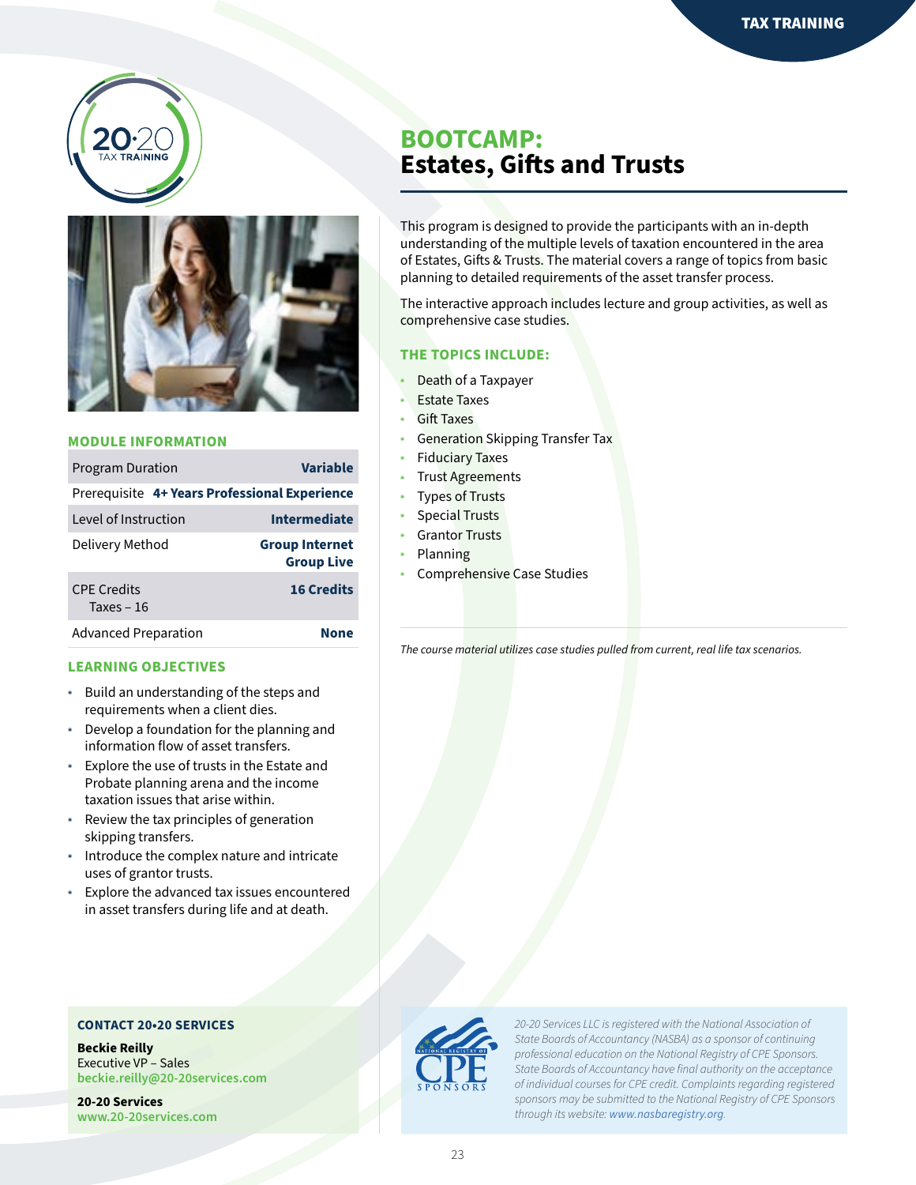# BOOTCAMP: Estates, Gifts and Trusts

This program is designed to provide the participants with an in-depth understanding of the multiple levels of taxation encountered in the area of Estates, Gifts & Trusts. The material covers a range of topics from basic planning to detailed requirements of the asset transfer process.

The interactive approach includes lecture and group activities, as well as comprehensive case studies.

### THE TOPICS INCLUDE:

- Death of a Taxpayer
- Estate Taxes
- Gift Taxes
- Generation Skipping Transfer Tax
- Fiduciary Taxes
- Trust Agreements
- Types of Trusts
- Special Trusts
- Grantor Trusts
- Planning
- Comprehensive Case Studies

*The course material utilizes case studies pulled from current, real life tax scenarios.*

### MODULE INFORMATION

| | |
|---|---|
| Program Duration | **Variable** |
| Prerequisite | **4+ Years Professional Experience** |
| Level of Instruction | **Intermediate** |
| Delivery Method | **Group Internet Group Live** |
| CPE Credits Taxes – 16 | **16 Credits** |
| Advanced Preparation | **None** |

### LEARNING OBJECTIVES

- Build an understanding of the steps and requirements when a client dies.
- Develop a foundation for the planning and information flow of asset transfers.
- Explore the use of trusts in the Estate and Probate planning arena and the income taxation issues that arise within.
- Review the tax principles of generation skipping transfers.
- Introduce the complex nature and intricate uses of grantor trusts.
- Explore the advanced tax issues encountered in asset transfers during life and at death.

### CONTACT 20•20 SERVICES

**Beckie Reilly**
Executive VP – Sales
beckie.reilly@20-20services.com

**20-20 Services**
www.20-20services.com

*20-20 Services LLC is registered with the National Association of State Boards of Accountancy (NASBA) as a sponsor of continuing professional education on the National Registry of CPE Sponsors. State Boards of Accountancy have final authority on the acceptance of individual courses for CPE credit. Complaints regarding registered sponsors may be submitted to the National Registry of CPE Sponsors through its website: www.nasbaregistry.org.*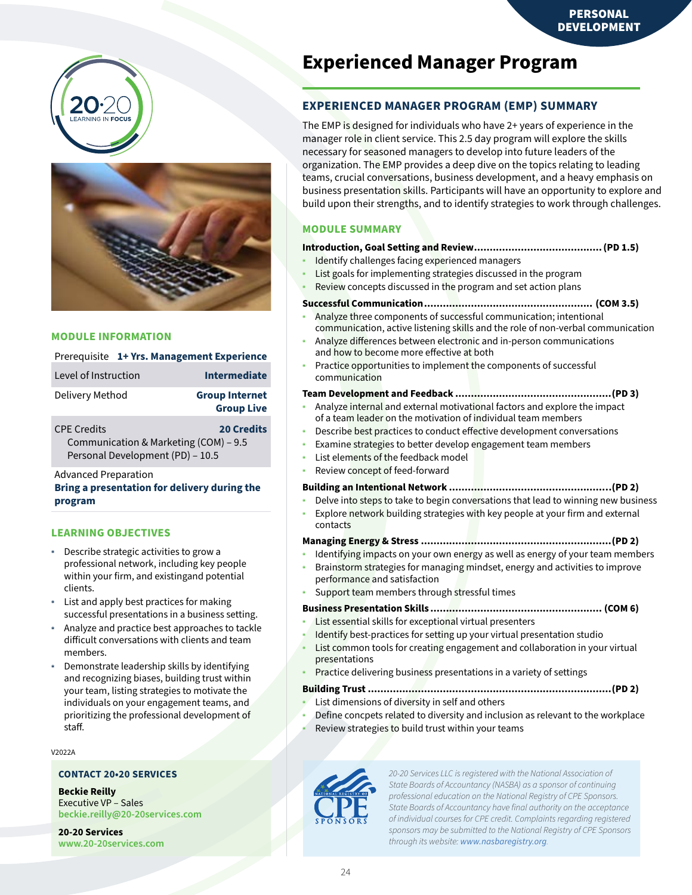# Experienced Manager Program

## EXPERIENCED MANAGER PROGRAM (EMP) SUMMARY

The EMP is designed for individuals who have 2+ years of experience in the manager role in client service. This 2.5 day program will explore the skills necessary for seasoned managers to develop into future leaders of the organization. The EMP provides a deep dive on the topics relating to leading teams, crucial conversations, business development, and a heavy emphasis on business presentation skills. Participants will have an opportunity to explore and build upon their strengths, and to identify strategies to work through challenges.

## MODULE SUMMARY

**Introduction, Goal Setting and Review........................................ (PD 1.5)**

- Identify challenges facing experienced managers
- List goals for implementing strategies discussed in the program
- Review concepts discussed in the program and set action plans

**Successful Communication.................................................... (COM 3.5)**

- Analyze three components of successful communication; intentional communication, active listening skills and the role of non-verbal communication
- Analyze differences between electronic and in-person communications and how to become more effective at both
- Practice opportunities to implement the components of successful communication

**Team Development and Feedback ................................................(PD 3)**

- Analyze internal and external motivational factors and explore the impact of a team leader on the motivation of individual team members
- Describe best practices to conduct effective development conversations
- Examine strategies to better develop engagement team members
- List elements of the feedback model
- Review concept of feed-forward

**Building an Intentional Network ..................................................(PD 2)**

- Delve into steps to take to begin conversations that lead to winning new business
- Explore network building strategies with key people at your firm and external contacts

**Managing Energy & Stress ............................................................(PD 2)**

- Identifying impacts on your own energy as well as energy of your team members
- Brainstorm strategies for managing mindset, energy and activities to improve performance and satisfaction
- Support team members through stressful times

**Business Presentation Skills...................................................... (COM 6)**

- List essential skills for exceptional virtual presenters
- Identify best-practices for setting up your virtual presentation studio
- List common tools for creating engagement and collaboration in your virtual presentations
- Practice delivering business presentations in a variety of settings

**Building Trust ............................................................................(PD 2)**

- List dimensions of diversity in self and others
- Define concpets related to diversity and inclusion as relevant to the workplace
- Review strategies to build trust within your teams

## MODULE INFORMATION

| | |
|---|---|
| Prerequisite | **1+ Yrs. Management Experience** |
| Level of Instruction | **Intermediate** |
| Delivery Method | **Group Internet Group Live** |
| CPE Credits | **20 Credits** |
| Communication & Marketing (COM) – 9.5 | |
| Personal Development (PD) – 10.5 | |

Advanced Preparation

**Bring a presentation for delivery during the program**

## LEARNING OBJECTIVES

- Describe strategic activities to grow a professional network, including key people within your firm, and existingand potential clients.
- List and apply best practices for making successful presentations in a business setting.
- Analyze and practice best approaches to tackle difficult conversations with clients and team members.
- Demonstrate leadership skills by identifying and recognizing biases, building trust within your team, listing strategies to motivate the individuals on your engagement teams, and prioritizing the professional development of staff.

V2022A

### CONTACT 20•20 SERVICES

**Beckie Reilly**
Executive VP – Sales
beckie.reilly@20-20services.com

**20-20 Services**
www.20-20services.com

*20-20 Services LLC is registered with the National Association of State Boards of Accountancy (NASBA) as a sponsor of continuing professional education on the National Registry of CPE Sponsors. State Boards of Accountancy have final authority on the acceptance of individual courses for CPE credit. Complaints regarding registered sponsors may be submitted to the National Registry of CPE Sponsors through its website: www.nasbaregistry.org.*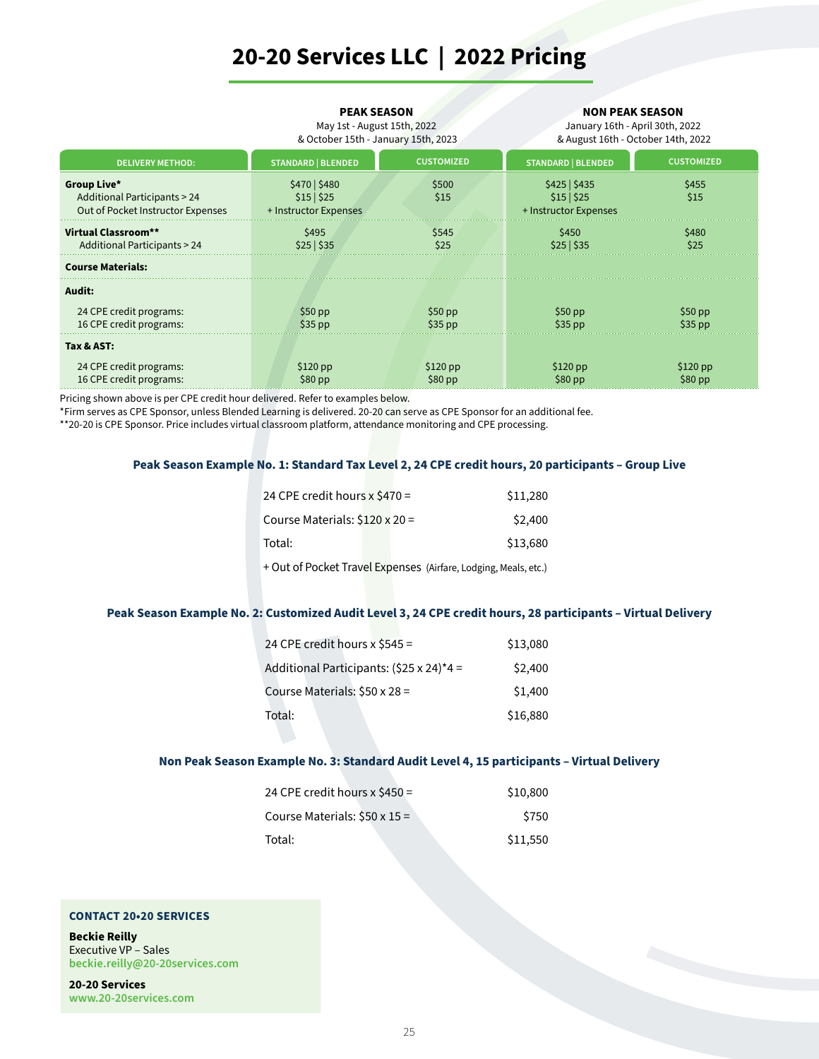# 20-20 Services LLC | 2022 Pricing

| | PEAK SEASON May 1st - August 15th, 2022 & October 15th - January 15th, 2023 | | NON PEAK SEASON January 16th - April 30th, 2022 & August 16th - October 14th, 2022 | |
|---|---|---|---|---|
| **DELIVERY METHOD:** | **STANDARD \| BLENDED** | **CUSTOMIZED** | **STANDARD \| BLENDED** | **CUSTOMIZED** |
| **Group Live*** | $470 \| $480 | $500 | $425 \| $435 | $455 |
| Additional Participants > 24 | $15 \| $25 | $15 | $15 \| $25 | $15 |
| Out of Pocket Instructor Expenses | + Instructor Expenses | | + Instructor Expenses | |
| **Virtual Classroom**** | $495 | $545 | $450 | $480 |
| Additional Participants > 24 | $25 \| $35 | $25 | $25 \| $35 | $25 |
| **Course Materials:** | | | | |
| **Audit:** | | | | |
| 24 CPE credit programs: | $50 pp | $50 pp | $50 pp | $50 pp |
| 16 CPE credit programs: | $35 pp | $35 pp | $35 pp | $35 pp |
| **Tax & AST:** | | | | |
| 24 CPE credit programs: | $120 pp | $120 pp | $120 pp | $120 pp |
| 16 CPE credit programs: | $80 pp | $80 pp | $80 pp | $80 pp |

Pricing shown above is per CPE credit hour delivered. Refer to examples below.

*Firm serves as CPE Sponsor, unless Blended Learning is delivered. 20-20 can serve as CPE Sponsor for an additional fee.

**20-20 is CPE Sponsor. Price includes virtual classroom platform, attendance monitoring and CPE processing.

### Peak Season Example No. 1: Standard Tax Level 2, 24 CPE credit hours, 20 participants – Group Live

| | |
|---|---|
| 24 CPE credit hours x $470 = | $11,280 |
| Course Materials: $120 x 20 = | $2,400 |
| Total: | $13,680 |

+ Out of Pocket Travel Expenses (Airfare, Lodging, Meals, etc.)

### Peak Season Example No. 2: Customized Audit Level 3, 24 CPE credit hours, 28 participants – Virtual Delivery

| | |
|---|---|
| 24 CPE credit hours x $545 = | $13,080 |
| Additional Participants: ($25 x 24)*4 = | $2,400 |
| Course Materials: $50 x 28 = | $1,400 |
| Total: | $16,880 |

### Non Peak Season Example No. 3: Standard Audit Level 4, 15 participants – Virtual Delivery

| | |
|---|---|
| 24 CPE credit hours x $450 = | $10,800 |
| Course Materials: $50 x 15 = | $750 |
| Total: | $11,550 |

**CONTACT 20•20 SERVICES**

**Beckie Reilly**
Executive VP – Sales
**beckie.reilly@20-20services.com**

**20-20 Services**
**www.20-20services.com**